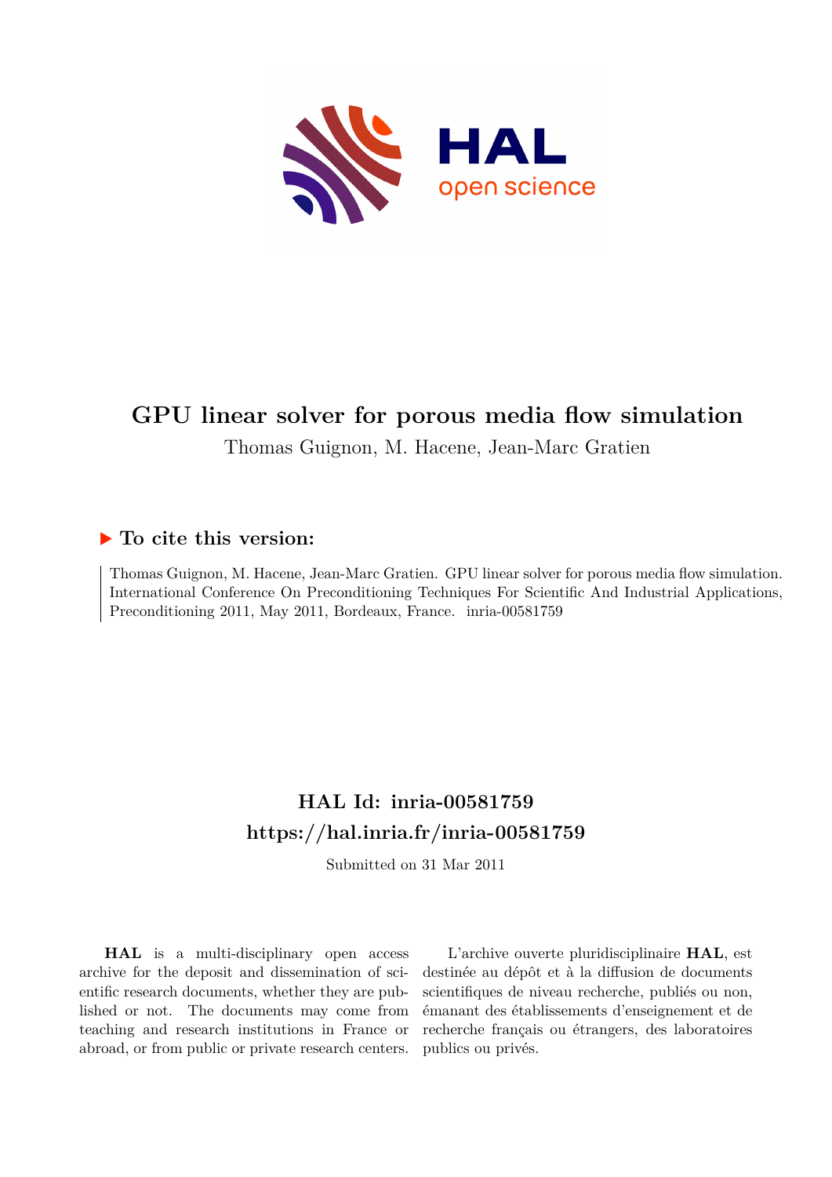# GPU linear solver for porous media flow simulation

Thomas Guignon, M. Hacene, Jean-Marc Gratien

## ▶ To cite this version:

Thomas Guignon, M. Hacene, Jean-Marc Gratien. GPU linear solver for porous media flow simulation. International Conference On Preconditioning Techniques For Scientific And Industrial Applications, Preconditioning 2011, May 2011, Bordeaux, France. inria-00581759

## HAL Id: inria-00581759

## https://hal.inria.fr/inria-00581759

Submitted on 31 Mar 2011

**HAL** is a multi-disciplinary open access archive for the deposit and dissemination of scientific research documents, whether they are published or not. The documents may come from teaching and research institutions in France or abroad, or from public or private research centers.

L'archive ouverte pluridisciplinaire **HAL**, est destinée au dépôt et à la diffusion de documents scientifiques de niveau recherche, publiés ou non, émanant des établissements d'enseignement et de recherche français ou étrangers, des laboratoires publics ou privés.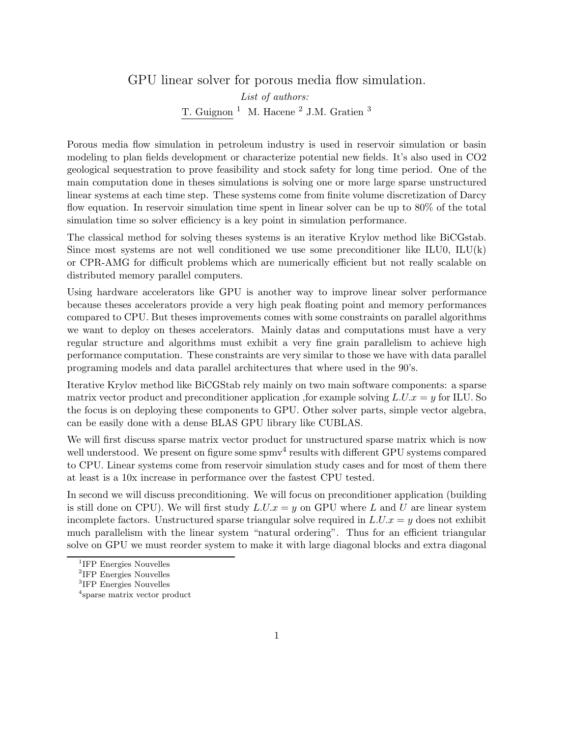# GPU linear solver for porous media flow simulation.

*List of authors:*

T. Guignon [1] M. Hacene [2] J.M. Gratien [3]

Porous media flow simulation in petroleum industry is used in reservoir simulation or basin modeling to plan fields development or characterize potential new fields. It's also used in CO2 geological sequestration to prove feasibility and stock safety for long time period. One of the main computation done in theses simulations is solving one or more large sparse unstructured linear systems at each time step. These systems come from finite volume discretization of Darcy flow equation. In reservoir simulation time spent in linear solver can be up to 80% of the total simulation time so solver efficiency is a key point in simulation performance.

The classical method for solving theses systems is an iterative Krylov method like BiCGstab. Since most systems are not well conditioned we use some preconditioner like ILU0, ILU(k) or CPR-AMG for difficult problems which are numerically efficient but not really scalable on distributed memory parallel computers.

Using hardware accelerators like GPU is another way to improve linear solver performance because theses accelerators provide a very high peak floating point and memory performances compared to CPU. But theses improvements comes with some constraints on parallel algorithms we want to deploy on theses accelerators. Mainly datas and computations must have a very regular structure and algorithms must exhibit a very fine grain parallelism to achieve high performance computation. These constraints are very similar to those we have with data parallel programing models and data parallel architectures that where used in the 90's.

Iterative Krylov method like BiCGStab rely mainly on two main software components: a sparse matrix vector product and preconditioner application ,for example solving $L.U.x = y$ for ILU. So the focus is on deploying these components to GPU. Other solver parts, simple vector algebra, can be easily done with a dense BLAS GPU library like CUBLAS.

We will first discuss sparse matrix vector product for unstructured sparse matrix which is now well understood. We present on figure some spmv[4] results with different GPU systems compared to CPU. Linear systems come from reservoir simulation study cases and for most of them there at least is a 10x increase in performance over the fastest CPU tested.

In second we will discuss preconditioning. We will focus on preconditioner application (building is still done on CPU). We will first study $L.U.x = y$ on GPU where $L$ and $U$ are linear system incomplete factors. Unstructured sparse triangular solve required in $L.U.x = y$ does not exhibit much parallelism with the linear system "natural ordering". Thus for an efficient triangular solve on GPU we must reorder system to make it with large diagonal blocks and extra diagonal

---

[1] IFP Energies Nouvelles

[2] IFP Energies Nouvelles

[3] IFP Energies Nouvelles

[4] sparse matrix vector product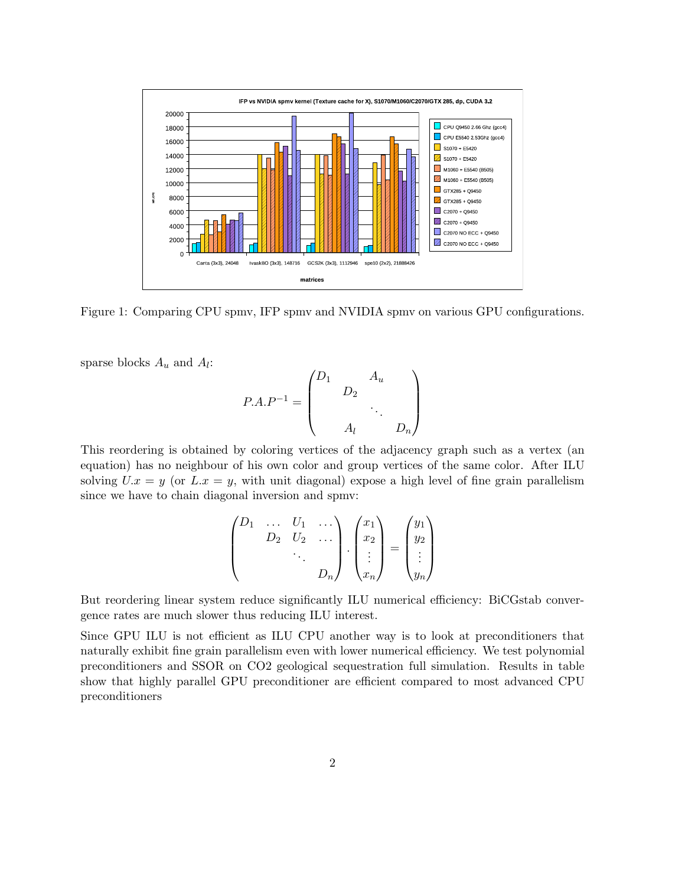Figure 1: Comparing CPU spmv, IFP spmv and NVIDIA spmv on various GPU configurations.

sparse blocks $A_u$ and $A_l$:

$$P.A.P^{-1} = \begin{pmatrix} D_1 & & A_u & \\ & D_2 & & \\ & & \ddots & \\ & A_l & & D_n \end{pmatrix}$$

This reordering is obtained by coloring vertices of the adjacency graph such as a vertex (an equation) has no neighbour of his own color and group vertices of the same color. After ILU solving $U.x = y$ (or $L.x = y$, with unit diagonal) expose a high level of fine grain parallelism since we have to chain diagonal inversion and spmv:

$$\begin{pmatrix} D_1 & \dots & U_1 & \dots \\ & D_2 & U_2 & \dots \\ & & \ddots & \\ & & & D_n \end{pmatrix} . \begin{pmatrix} x_1 \\ x_2 \\ \vdots \\ x_n \end{pmatrix} = \begin{pmatrix} y_1 \\ y_2 \\ \vdots \\ y_n \end{pmatrix}$$

But reordering linear system reduce significantly ILU numerical efficiency: BiCGstab convergence rates are much slower thus reducing ILU interest.

Since GPU ILU is not efficient as ILU CPU another way is to look at preconditioners that naturally exhibit fine grain parallelism even with lower numerical efficiency. We test polynomial preconditioners and SSOR on CO2 geological sequestration full simulation. Results in table show that highly parallel GPU preconditioner are efficient compared to most advanced CPU preconditioners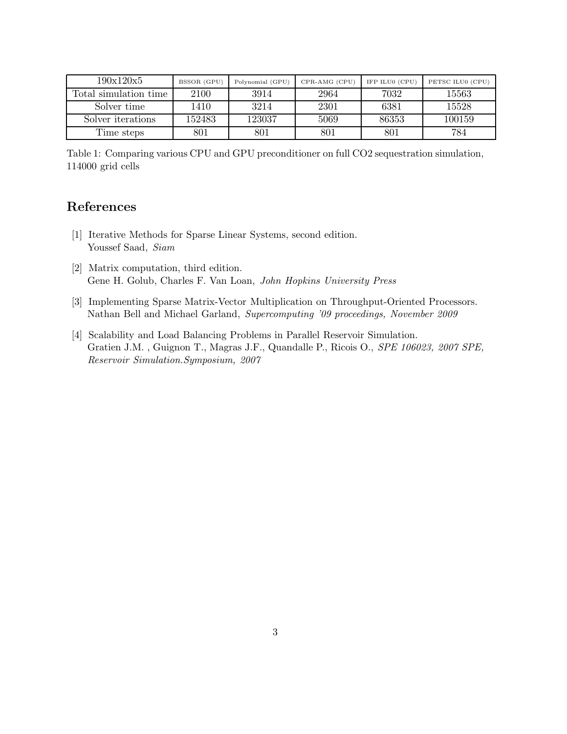| 190x120x5 | BSSOR (GPU) | Polynomial (GPU) | CPR-AMG (CPU) | IFP ILU0 (CPU) | PETSC ILU0 (CPU) |
|---|---|---|---|---|---|
| Total simulation time | 2100 | 3914 | 2964 | 7032 | 15563 |
| Solver time | 1410 | 3214 | 2301 | 6381 | 15528 |
| Solver iterations | 152483 | 123037 | 5069 | 86353 | 100159 |
| Time steps | 801 | 801 | 801 | 801 | 784 |

Table 1: Comparing various CPU and GPU preconditioner on full CO2 sequestration simulation, 114000 grid cells

## References

[1] Iterative Methods for Sparse Linear Systems, second edition.
Youssef Saad, *Siam*

[2] Matrix computation, third edition.
Gene H. Golub, Charles F. Van Loan, *John Hopkins University Press*

[3] Implementing Sparse Matrix-Vector Multiplication on Throughput-Oriented Processors.
Nathan Bell and Michael Garland, *Supercomputing '09 proceedings, November 2009*

[4] Scalability and Load Balancing Problems in Parallel Reservoir Simulation.
Gratien J.M. , Guignon T., Magras J.F., Quandalle P., Ricois O., *SPE 106023, 2007 SPE, Reservoir Simulation.Symposium, 2007*